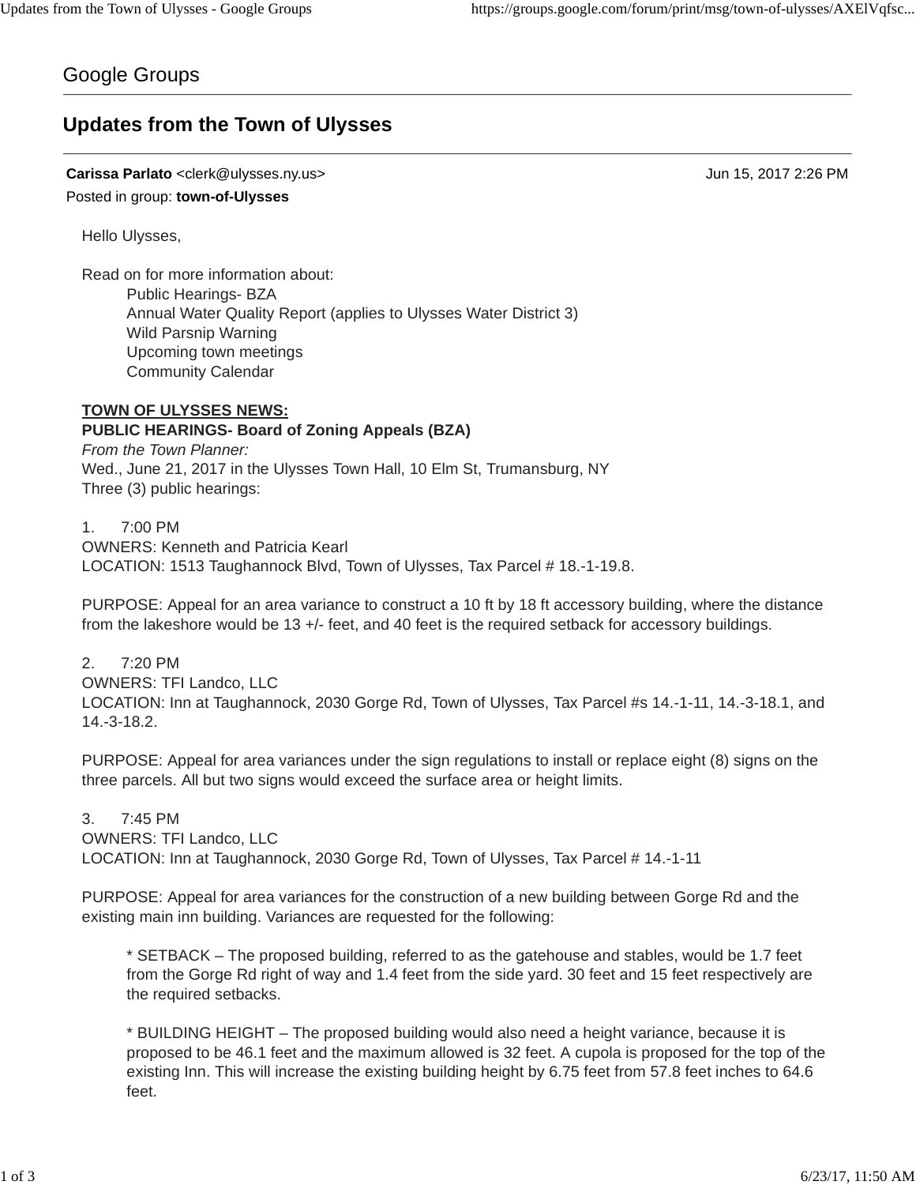Google Groups

# Updates from the Town of Ulysses

**Carissa Parlato** <clerk@ulysses.ny.us> Jun 15, 2017 2:26 PM

Posted in group: **town-of-Ulysses**

Hello Ulysses,

Read on for more information about:

- Public Hearings- BZA
- Annual Water Quality Report (applies to Ulysses Water District 3)
- Wild Parsnip Warning
- Upcoming town meetings
- Community Calendar

**TOWN OF ULYSSES NEWS:**

**PUBLIC HEARINGS- Board of Zoning Appeals (BZA)**

*From the Town Planner:*

Wed., June 21, 2017 in the Ulysses Town Hall, 10 Elm St, Trumansburg, NY

Three (3) public hearings:

1. 7:00 PM

OWNERS: Kenneth and Patricia Kearl

LOCATION: 1513 Taughannock Blvd, Town of Ulysses, Tax Parcel # 18.-1-19.8.

PURPOSE: Appeal for an area variance to construct a 10 ft by 18 ft accessory building, where the distance from the lakeshore would be 13 +/- feet, and 40 feet is the required setback for accessory buildings.

2. 7:20 PM

OWNERS: TFI Landco, LLC

LOCATION: Inn at Taughannock, 2030 Gorge Rd, Town of Ulysses, Tax Parcel #s 14.-1-11, 14.-3-18.1, and 14.-3-18.2.

PURPOSE: Appeal for area variances under the sign regulations to install or replace eight (8) signs on the three parcels. All but two signs would exceed the surface area or height limits.

3. 7:45 PM

OWNERS: TFI Landco, LLC

LOCATION: Inn at Taughannock, 2030 Gorge Rd, Town of Ulysses, Tax Parcel # 14.-1-11

PURPOSE: Appeal for area variances for the construction of a new building between Gorge Rd and the existing main inn building. Variances are requested for the following:

* SETBACK – The proposed building, referred to as the gatehouse and stables, would be 1.7 feet from the Gorge Rd right of way and 1.4 feet from the side yard. 30 feet and 15 feet respectively are the required setbacks.

* BUILDING HEIGHT – The proposed building would also need a height variance, because it is proposed to be 46.1 feet and the maximum allowed is 32 feet. A cupola is proposed for the top of the existing Inn. This will increase the existing building height by 6.75 feet from 57.8 feet inches to 64.6 feet.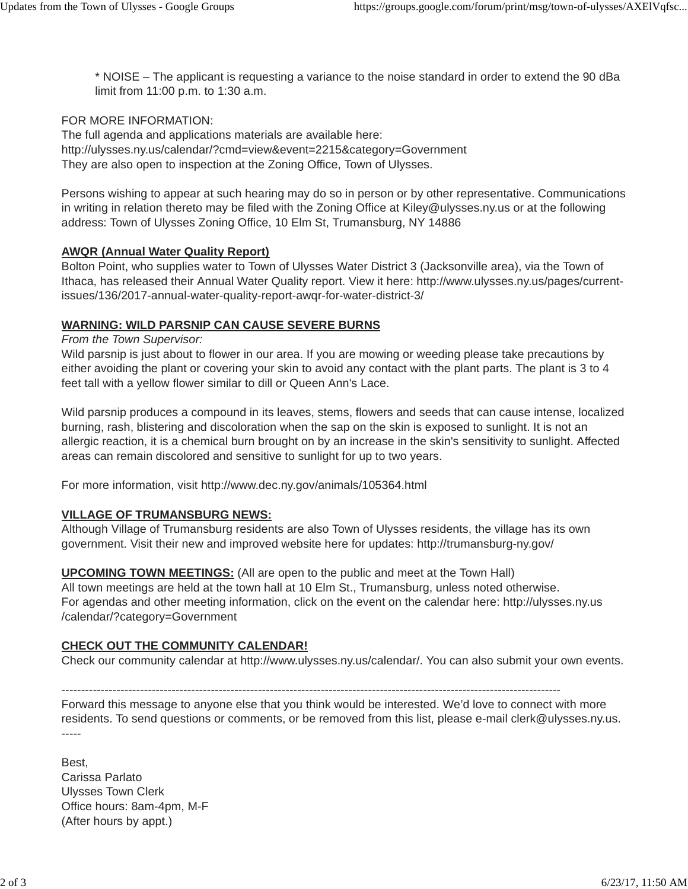* NOISE – The applicant is requesting a variance to the noise standard in order to extend the 90 dBa limit from 11:00 p.m. to 1:30 a.m.

FOR MORE INFORMATION:
The full agenda and applications materials are available here:
http://ulysses.ny.us/calendar/?cmd=view&event=2215&category=Government
They are also open to inspection at the Zoning Office, Town of Ulysses.

Persons wishing to appear at such hearing may do so in person or by other representative. Communications in writing in relation thereto may be filed with the Zoning Office at Kiley@ulysses.ny.us or at the following address: Town of Ulysses Zoning Office, 10 Elm St, Trumansburg, NY 14886

**AWQR (Annual Water Quality Report)**

Bolton Point, who supplies water to Town of Ulysses Water District 3 (Jacksonville area), via the Town of Ithaca, has released their Annual Water Quality report. View it here: http://www.ulysses.ny.us/pages/current-issues/136/2017-annual-water-quality-report-awqr-for-water-district-3/

**WARNING: WILD PARSNIP CAN CAUSE SEVERE BURNS**

*From the Town Supervisor:*

Wild parsnip is just about to flower in our area. If you are mowing or weeding please take precautions by either avoiding the plant or covering your skin to avoid any contact with the plant parts. The plant is 3 to 4 feet tall with a yellow flower similar to dill or Queen Ann's Lace.

Wild parsnip produces a compound in its leaves, stems, flowers and seeds that can cause intense, localized burning, rash, blistering and discoloration when the sap on the skin is exposed to sunlight. It is not an allergic reaction, it is a chemical burn brought on by an increase in the skin's sensitivity to sunlight. Affected areas can remain discolored and sensitive to sunlight for up to two years.

For more information, visit http://www.dec.ny.gov/animals/105364.html

**VILLAGE OF TRUMANSBURG NEWS:**

Although Village of Trumansburg residents are also Town of Ulysses residents, the village has its own government. Visit their new and improved website here for updates: http://trumansburg-ny.gov/

**UPCOMING TOWN MEETINGS:** (All are open to the public and meet at the Town Hall)
All town meetings are held at the town hall at 10 Elm St., Trumansburg, unless noted otherwise.
For agendas and other meeting information, click on the event on the calendar here: http://ulysses.ny.us/calendar/?category=Government

**CHECK OUT THE COMMUNITY CALENDAR!**

Check our community calendar at http://www.ulysses.ny.us/calendar/. You can also submit your own events.

----------------------------------------------------------------------------------------------------------------------------

Forward this message to anyone else that you think would be interested. We'd love to connect with more residents. To send questions or comments, or be removed from this list, please e-mail clerk@ulysses.ny.us.
-----

Best,
Carissa Parlato
Ulysses Town Clerk
Office hours: 8am-4pm, M-F
(After hours by appt.)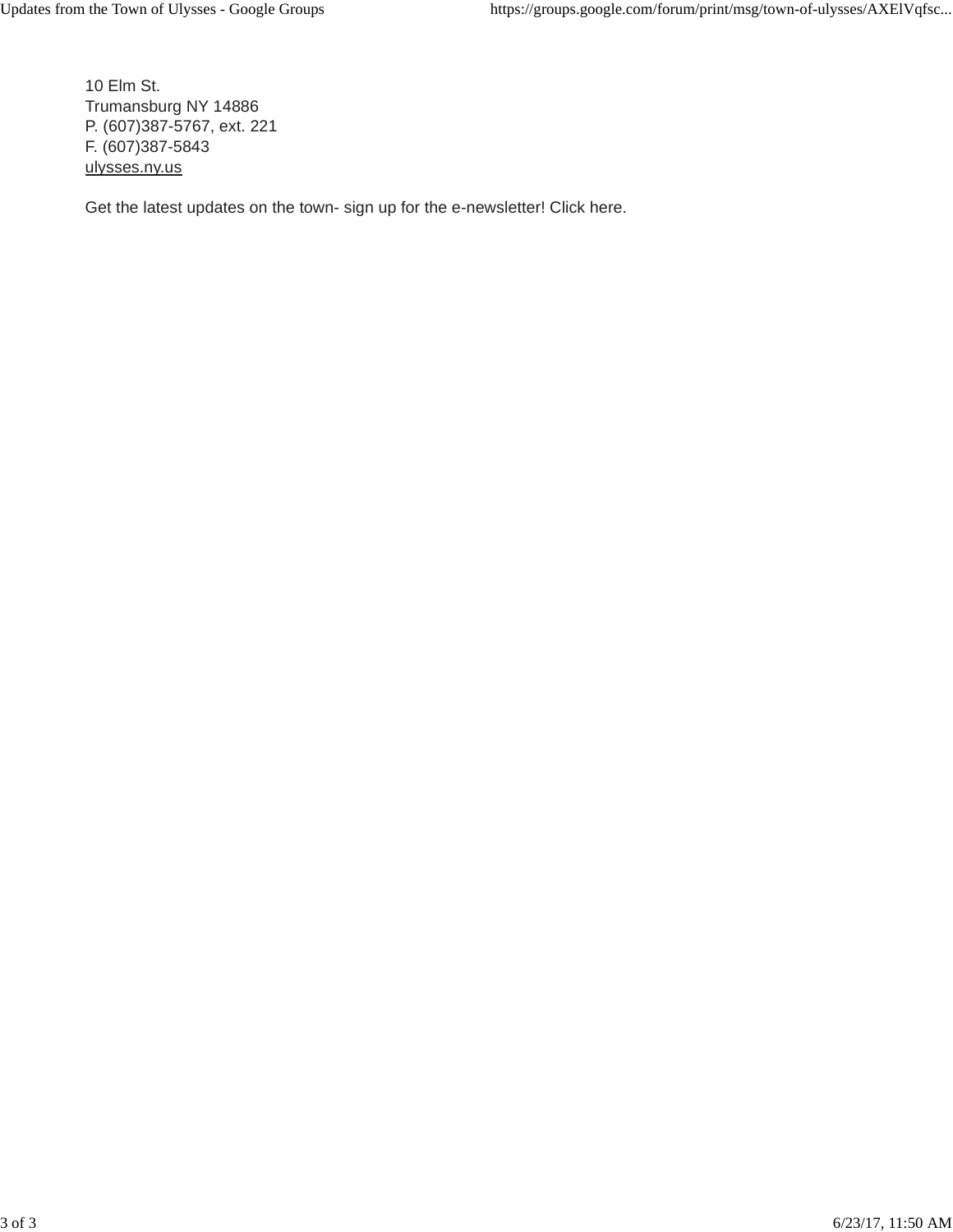10 Elm St.  
Trumansburg NY 14886  
P. (607)387-5767, ext. 221  
F. (607)387-5843  
ulysses.ny.us

Get the latest updates on the town- sign up for the e-newsletter! Click here.